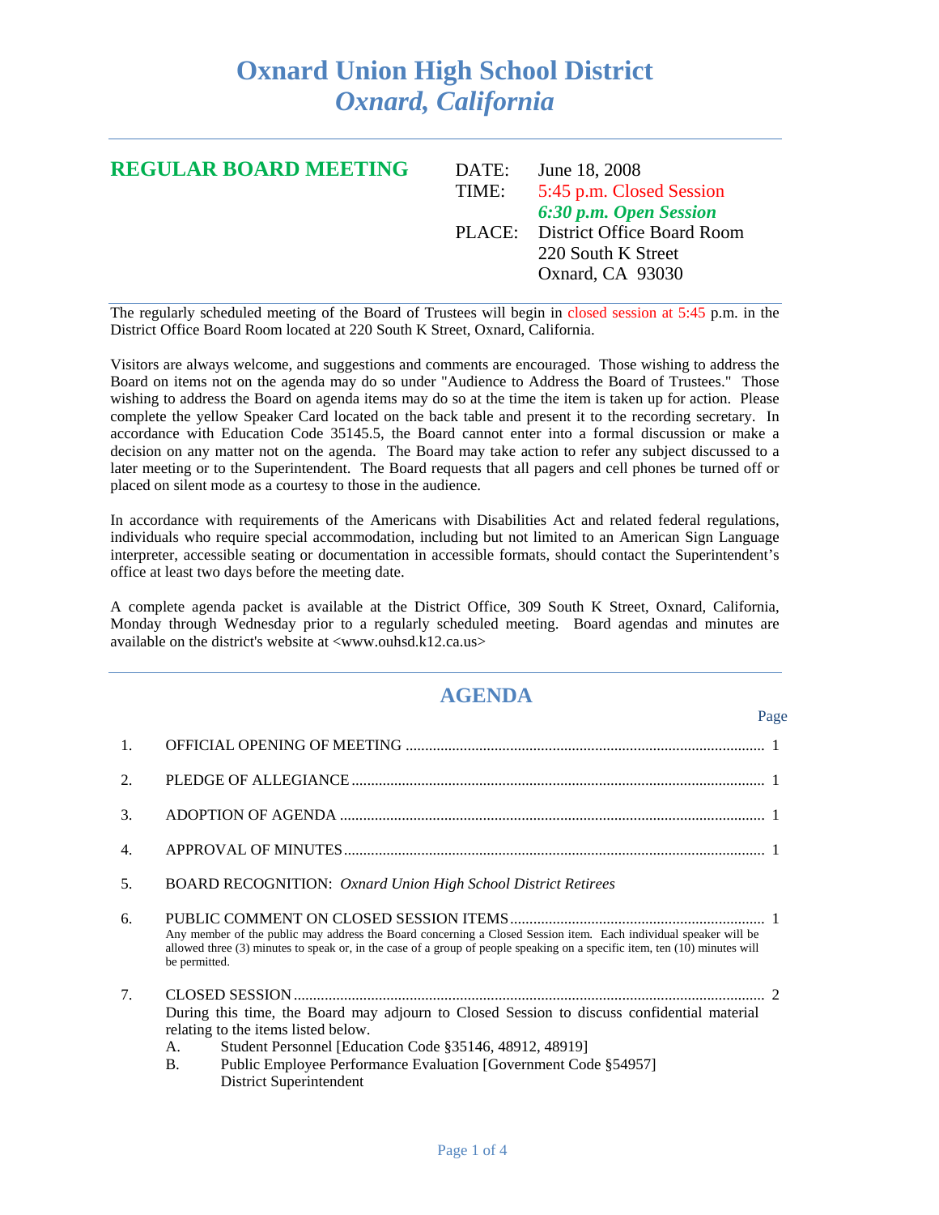# Oxnard Union High School District

## *Oxnard, California*

---

## REGULAR BOARD MEETING

| | |
|---|---|
| DATE: | June 18, 2008 |
| TIME: | 5:45 p.m. Closed Session |
| | ***6:30 p.m. Open Session*** |
| PLACE: | District Office Board Room |
| | 220 South K Street |
| | Oxnard, CA 93030 |

The regularly scheduled meeting of the Board of Trustees will begin in closed session at 5:45 p.m. in the District Office Board Room located at 220 South K Street, Oxnard, California.

Visitors are always welcome, and suggestions and comments are encouraged. Those wishing to address the Board on items not on the agenda may do so under "Audience to Address the Board of Trustees." Those wishing to address the Board on agenda items may do so at the time the item is taken up for action. Please complete the yellow Speaker Card located on the back table and present it to the recording secretary. In accordance with Education Code 35145.5, the Board cannot enter into a formal discussion or make a decision on any matter not on the agenda. The Board may take action to refer any subject discussed to a later meeting or to the Superintendent. The Board requests that all pagers and cell phones be turned off or placed on silent mode as a courtesy to those in the audience.

In accordance with requirements of the Americans with Disabilities Act and related federal regulations, individuals who require special accommodation, including but not limited to an American Sign Language interpreter, accessible seating or documentation in accessible formats, should contact the Superintendent's office at least two days before the meeting date.

A complete agenda packet is available at the District Office, 309 South K Street, Oxnard, California, Monday through Wednesday prior to a regularly scheduled meeting. Board agendas and minutes are available on the district's website at <www.ouhsd.k12.ca.us>

---

## AGENDA

| | | Page |
|---|---|---|
| 1. | OFFICIAL OPENING OF MEETING | 1 |
| 2. | PLEDGE OF ALLEGIANCE | 1 |
| 3. | ADOPTION OF AGENDA | 1 |
| 4. | APPROVAL OF MINUTES | 1 |
| 5. | BOARD RECOGNITION: *Oxnard Union High School District Retirees* | |
| 6. | PUBLIC COMMENT ON CLOSED SESSION ITEMS | 1 |
| 7. | CLOSED SESSION | 2 |

6. PUBLIC COMMENT ON CLOSED SESSION ITEMS

   Any member of the public may address the Board concerning a Closed Session item. Each individual speaker will be allowed three (3) minutes to speak or, in the case of a group of people speaking on a specific item, ten (10) minutes will be permitted.

7. CLOSED SESSION

   During this time, the Board may adjourn to Closed Session to discuss confidential material relating to the items listed below.

   A. Student Personnel [Education Code §35146, 48912, 48919]

   B. Public Employee Performance Evaluation [Government Code §54957]
      District Superintendent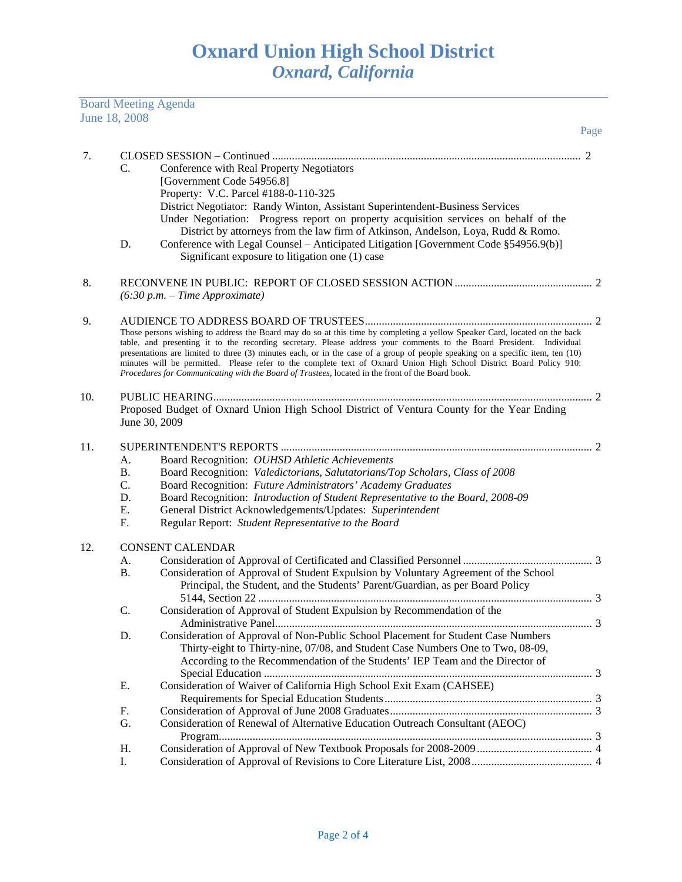# Oxnard Union High School District
## *Oxnard, California*

Board Meeting Agenda
June 18, 2008

Page

7. CLOSED SESSION – Continued ............................................................................................................. 2
   C. Conference with Real Property Negotiators
      [Government Code 54956.8]
      Property: V.C. Parcel #188-0-110-325
      District Negotiator: Randy Winton, Assistant Superintendent-Business Services
      Under Negotiation: Progress report on property acquisition services on behalf of the District by attorneys from the law firm of Atkinson, Andelson, Loya, Rudd & Romo.
   D. Conference with Legal Counsel – Anticipated Litigation [Government Code §54956.9(b)]
      Significant exposure to litigation one (1) case

8. RECONVENE IN PUBLIC: REPORT OF CLOSED SESSION ACTION ................................................. 2
   *(6:30 p.m. – Time Approximate)*

9. AUDIENCE TO ADDRESS BOARD OF TRUSTEES.................................................................................. 2
   Those persons wishing to address the Board may do so at this time by completing a yellow Speaker Card, located on the back table, and presenting it to the recording secretary. Please address your comments to the Board President. Individual presentations are limited to three (3) minutes each, or in the case of a group of people speaking on a specific item, ten (10) minutes will be permitted. Please refer to the complete text of Oxnard Union High School District Board Policy 910: *Procedures for Communicating with the Board of Trustees*, located in the front of the Board book.

10. PUBLIC HEARING....................................................................................................................... 2
    Proposed Budget of Oxnard Union High School District of Ventura County for the Year Ending June 30, 2009

11. SUPERINTENDENT'S REPORTS .............................................................................................. 2
    A. Board Recognition: *OUHSD Athletic Achievements*
    B. Board Recognition: *Valedictorians, Salutatorians/Top Scholars, Class of 2008*
    C. Board Recognition: *Future Administrators' Academy Graduates*
    D. Board Recognition: *Introduction of Student Representative to the Board, 2008-09*
    E. General District Acknowledgements/Updates: *Superintendent*
    F. Regular Report: *Student Representative to the Board*

12. CONSENT CALENDAR
    A. Consideration of Approval of Certificated and Classified Personnel ............................................. 3
    B. Consideration of Approval of Student Expulsion by Voluntary Agreement of the School Principal, the Student, and the Students' Parent/Guardian, as per Board Policy 5144, Section 22 ...................................................................................................................... 3
    C. Consideration of Approval of Student Expulsion by Recommendation of the Administrative Panel................................................................................................................ 3
    D. Consideration of Approval of Non-Public School Placement for Student Case Numbers Thirty-eight to Thirty-nine, 07/08, and Student Case Numbers One to Two, 08-09, According to the Recommendation of the Students' IEP Team and the Director of Special Education .................................................................................................................... 3
    E. Consideration of Waiver of California High School Exit Exam (CAHSEE) Requirements for Special Education Students......................................................................... 3
    F. Consideration of Approval of June 2008 Graduates....................................................................... 3
    G. Consideration of Renewal of Alternative Education Outreach Consultant (AEOC) Program................................................................................................................................... 3
    H. Consideration of Approval of New Textbook Proposals for 2008-2009......................................... 4
    I. Consideration of Approval of Revisions to Core Literature List, 2008........................................... 4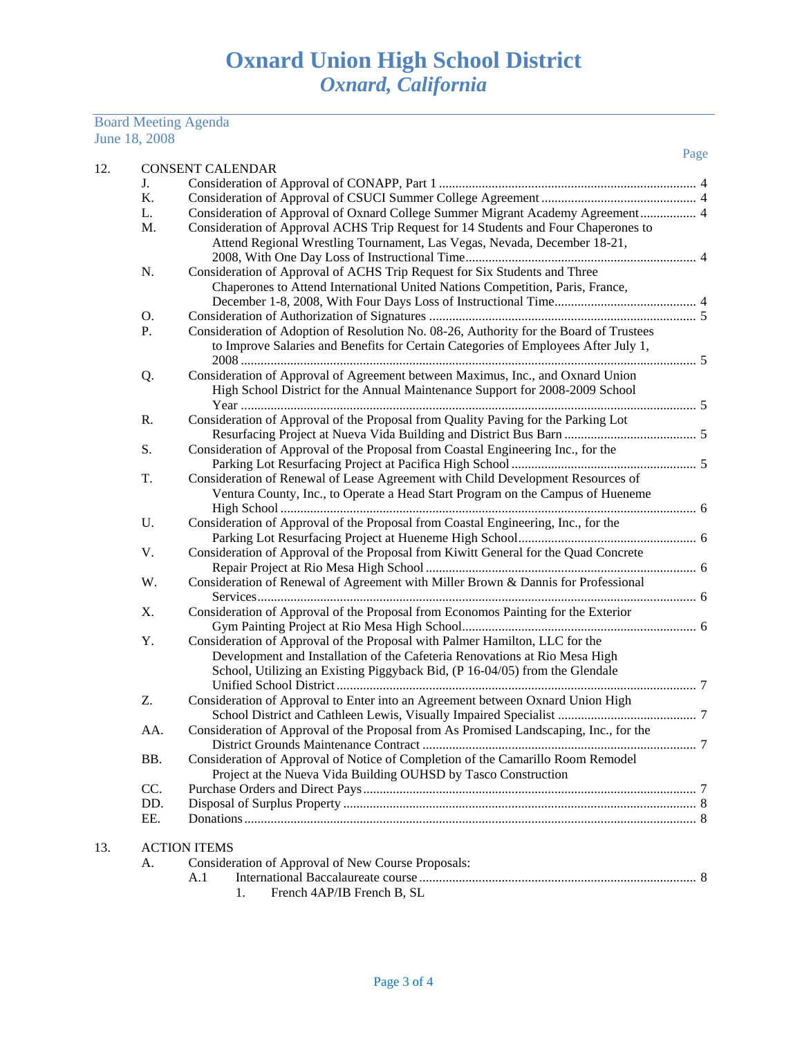# Oxnard Union High School District
## *Oxnard, California*

Board Meeting Agenda
June 18, 2008

| | | | Page |
|---|---|---|---|
| 12. | CONSENT CALENDAR | | |
| | J. | Consideration of Approval of CONAPP, Part 1 | 4 |
| | K. | Consideration of Approval of CSUCI Summer College Agreement | 4 |
| | L. | Consideration of Approval of Oxnard College Summer Migrant Academy Agreement | 4 |
| | M. | Consideration of Approval ACHS Trip Request for 14 Students and Four Chaperones to Attend Regional Wrestling Tournament, Las Vegas, Nevada, December 18-21, 2008, With One Day Loss of Instructional Time | 4 |
| | N. | Consideration of Approval of ACHS Trip Request for Six Students and Three Chaperones to Attend International United Nations Competition, Paris, France, December 1-8, 2008, With Four Days Loss of Instructional Time | 4 |
| | O. | Consideration of Authorization of Signatures | 5 |
| | P. | Consideration of Adoption of Resolution No. 08-26, Authority for the Board of Trustees to Improve Salaries and Benefits for Certain Categories of Employees After July 1, 2008 | 5 |
| | Q. | Consideration of Approval of Agreement between Maximus, Inc., and Oxnard Union High School District for the Annual Maintenance Support for 2008-2009 School Year | 5 |
| | R. | Consideration of Approval of the Proposal from Quality Paving for the Parking Lot Resurfacing Project at Nueva Vida Building and District Bus Barn | 5 |
| | S. | Consideration of Approval of the Proposal from Coastal Engineering Inc., for the Parking Lot Resurfacing Project at Pacifica High School | 5 |
| | T. | Consideration of Renewal of Lease Agreement with Child Development Resources of Ventura County, Inc., to Operate a Head Start Program on the Campus of Hueneme High School | 6 |
| | U. | Consideration of Approval of the Proposal from Coastal Engineering, Inc., for the Parking Lot Resurfacing Project at Hueneme High School | 6 |
| | V. | Consideration of Approval of the Proposal from Kiwitt General for the Quad Concrete Repair Project at Rio Mesa High School | 6 |
| | W. | Consideration of Renewal of Agreement with Miller Brown & Dannis for Professional Services | 6 |
| | X. | Consideration of Approval of the Proposal from Economos Painting for the Exterior Gym Painting Project at Rio Mesa High School | 6 |
| | Y. | Consideration of Approval of the Proposal with Palmer Hamilton, LLC for the Development and Installation of the Cafeteria Renovations at Rio Mesa High School, Utilizing an Existing Piggyback Bid, (P 16-04/05) from the Glendale Unified School District | 7 |
| | Z. | Consideration of Approval to Enter into an Agreement between Oxnard Union High School District and Cathleen Lewis, Visually Impaired Specialist | 7 |
| | AA. | Consideration of Approval of the Proposal from As Promised Landscaping, Inc., for the District Grounds Maintenance Contract | 7 |
| | BB. | Consideration of Approval of Notice of Completion of the Camarillo Room Remodel Project at the Nueva Vida Building OUHSD by Tasco Construction | |
| | CC. | Purchase Orders and Direct Pays | 7 |
| | DD. | Disposal of Surplus Property | 8 |
| | EE. | Donations | 8 |
| 13. | ACTION ITEMS | | |
| | A. | Consideration of Approval of New Course Proposals: | |
| | | A.1 International Baccalaureate course | 8 |
| | | 1. French 4AP/IB French B, SL | |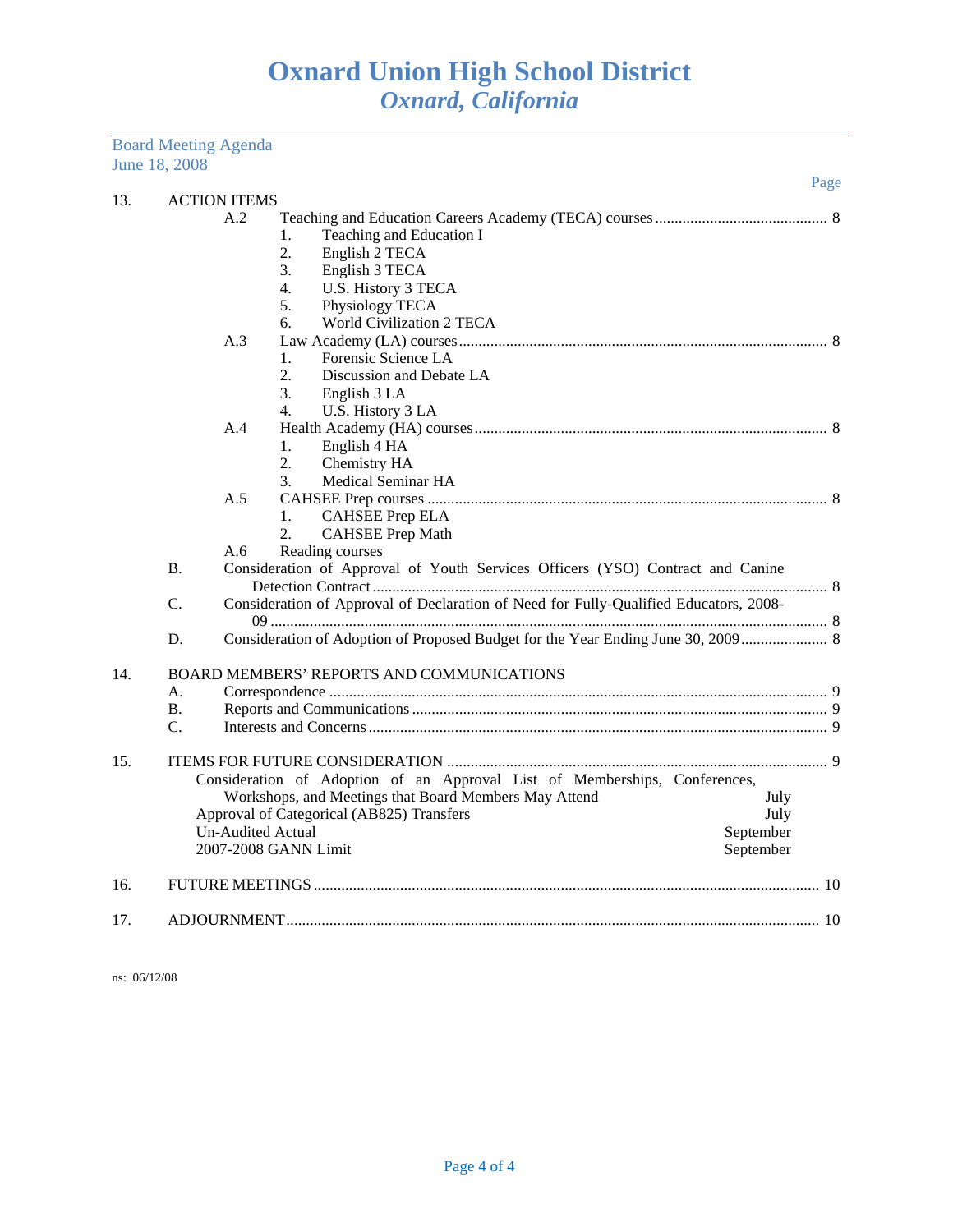# Oxnard Union High School District
## *Oxnard, California*

Board Meeting Agenda
June 18, 2008

Page

13. ACTION ITEMS
    - A.2 Teaching and Education Careers Academy (TECA) courses ........ 8
        1. Teaching and Education I
        2. English 2 TECA
        3. English 3 TECA
        4. U.S. History 3 TECA
        5. Physiology TECA
        6. World Civilization 2 TECA
    - A.3 Law Academy (LA) courses ........ 8
        1. Forensic Science LA
        2. Discussion and Debate LA
        3. English 3 LA
        4. U.S. History 3 LA
    - A.4 Health Academy (HA) courses ........ 8
        1. English 4 HA
        2. Chemistry HA
        3. Medical Seminar HA
    - A.5 CAHSEE Prep courses ........ 8
        1. CAHSEE Prep ELA
        2. CAHSEE Prep Math
    - A.6 Reading courses
    - B. Consideration of Approval of Youth Services Officers (YSO) Contract and Canine Detection Contract ........ 8
    - C. Consideration of Approval of Declaration of Need for Fully-Qualified Educators, 2008-09 ........ 8
    - D. Consideration of Adoption of Proposed Budget for the Year Ending June 30, 2009 ........ 8

14. BOARD MEMBERS' REPORTS AND COMMUNICATIONS
    - A. Correspondence ........ 9
    - B. Reports and Communications ........ 9
    - C. Interests and Concerns ........ 9

15. ITEMS FOR FUTURE CONSIDERATION ........ 9

| | |
|---|---|
| Consideration of Adoption of an Approval List of Memberships, Conferences, Workshops, and Meetings that Board Members May Attend | July |
| Approval of Categorical (AB825) Transfers | July |
| Un-Audited Actual | September |
| 2007-2008 GANN Limit | September |

16. FUTURE MEETINGS ........ 10

17. ADJOURNMENT ........ 10

ns: 06/12/08